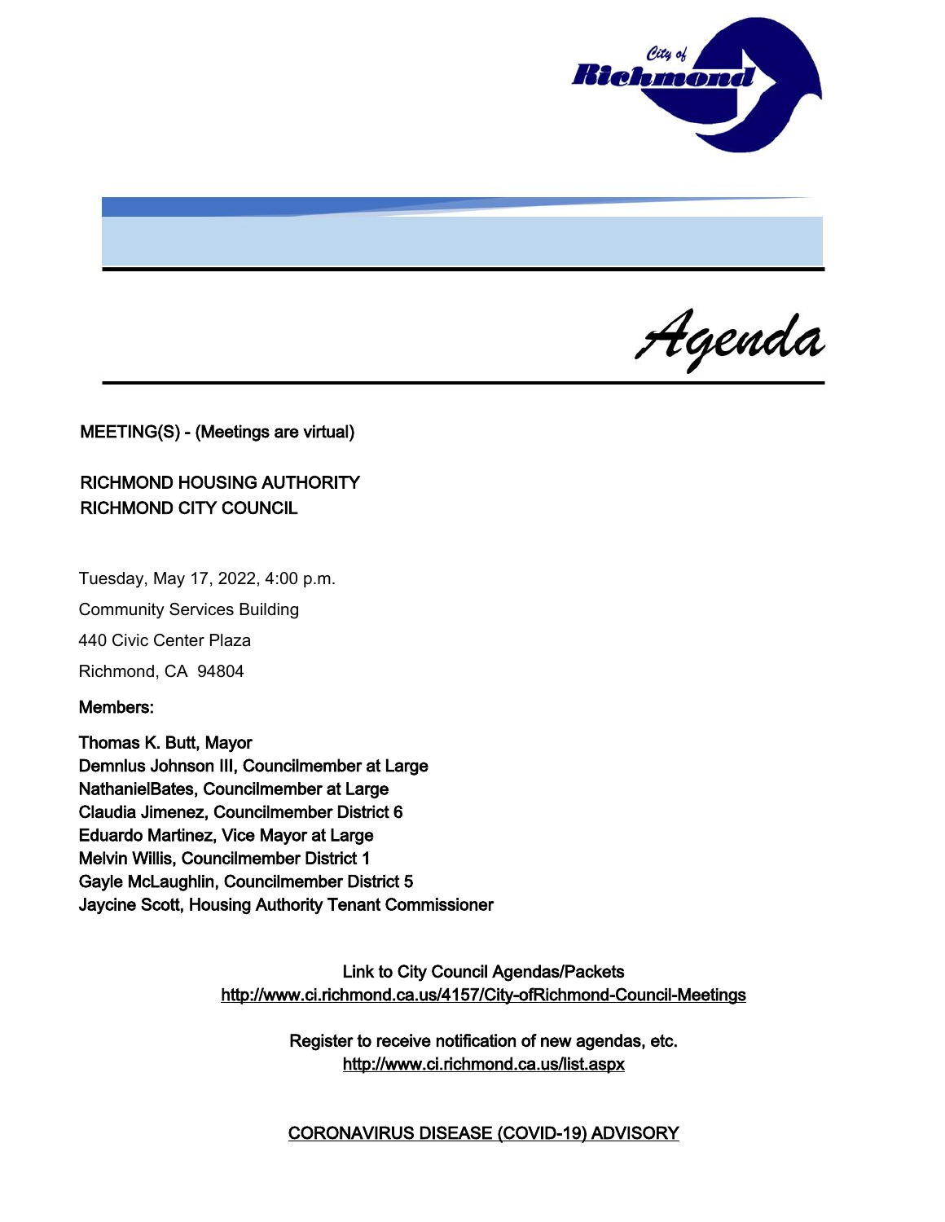# Agenda

**MEETING(S) - (Meetings are virtual)**

**RICHMOND HOUSING AUTHORITY**
**RICHMOND CITY COUNCIL**

Tuesday, May 17, 2022, 4:00 p.m.

Community Services Building

440 Civic Center Plaza

Richmond, CA 94804

**Members:**

**Thomas K. Butt, Mayor**
**Demnlus Johnson III, Councilmember at Large**
**NathanielBates, Councilmember at Large**
**Claudia Jimenez, Councilmember District 6**
**Eduardo Martinez, Vice Mayor at Large**
**Melvin Willis, Councilmember District 1**
**Gayle McLaughlin, Councilmember District 5**
**Jaycine Scott, Housing Authority Tenant Commissioner**

Link to City Council Agendas/Packets
http://www.ci.richmond.ca.us/4157/City-ofRichmond-Council-Meetings

Register to receive notification of new agendas, etc.
http://www.ci.richmond.ca.us/list.aspx

CORONAVIRUS DISEASE (COVID-19) ADVISORY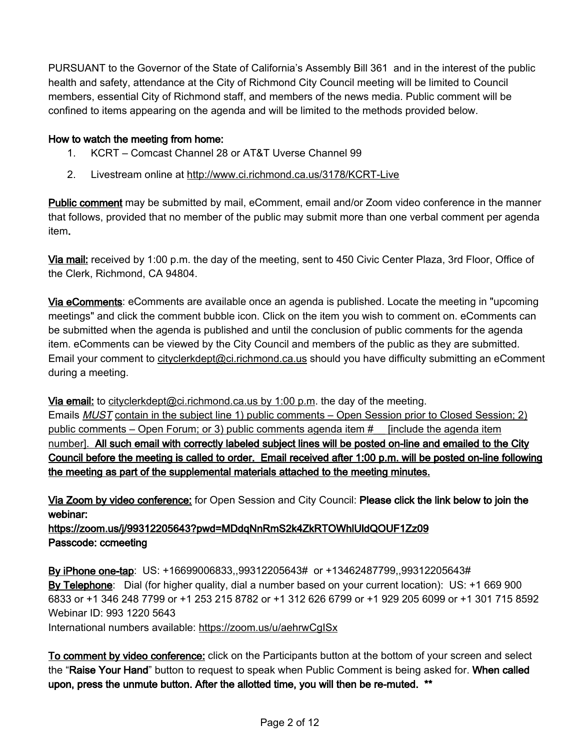PURSUANT to the Governor of the State of California's Assembly Bill 361 and in the interest of the public health and safety, attendance at the City of Richmond City Council meeting will be limited to Council members, essential City of Richmond staff, and members of the news media. Public comment will be confined to items appearing on the agenda and will be limited to the methods provided below.

**How to watch the meeting from home:**

1. KCRT – Comcast Channel 28 or AT&T Uverse Channel 99
2. Livestream online at http://www.ci.richmond.ca.us/3178/KCRT-Live

**Public comment** may be submitted by mail, eComment, email and/or Zoom video conference in the manner that follows, provided that no member of the public may submit more than one verbal comment per agenda item.

**Via mail:** received by 1:00 p.m. the day of the meeting, sent to 450 Civic Center Plaza, 3rd Floor, Office of the Clerk, Richmond, CA 94804.

**Via eComments**: eComments are available once an agenda is published. Locate the meeting in "upcoming meetings" and click the comment bubble icon. Click on the item you wish to comment on. eComments can be submitted when the agenda is published and until the conclusion of public comments for the agenda item. eComments can be viewed by the City Council and members of the public as they are submitted. Email your comment to cityclerkdept@ci.richmond.ca.us should you have difficulty submitting an eComment during a meeting.

**Via email:** to cityclerkdept@ci.richmond.ca.us by 1:00 p.m. the day of the meeting.
Emails *MUST* contain in the subject line 1) public comments – Open Session prior to Closed Session; 2) public comments – Open Forum; or 3) public comments agenda item # [include the agenda item number]. **All such email with correctly labeled subject lines will be posted on-line and emailed to the City Council before the meeting is called to order. Email received after 1:00 p.m. will be posted on-line following the meeting as part of the supplemental materials attached to the meeting minutes.**

**Via Zoom by video conference:** for Open Session and City Council: **Please click the link below to join the webinar:**
**https://zoom.us/j/99312205643?pwd=MDdqNnRmS2k4ZkRTOWhlUldQOUF1Zz09**
**Passcode: ccmeeting**

**By iPhone one-tap**: US: +16699006833,,99312205643# or +13462487799,,99312205643#
**By Telephone**: Dial (for higher quality, dial a number based on your current location): US: +1 669 900 6833 or +1 346 248 7799 or +1 253 215 8782 or +1 312 626 6799 or +1 929 205 6099 or +1 301 715 8592
Webinar ID: 993 1220 5643
International numbers available: https://zoom.us/u/aehrwCgISx

**To comment by video conference:** click on the Participants button at the bottom of your screen and select the "**Raise Your Hand**" button to request to speak when Public Comment is being asked for. **When called upon, press the unmute button. After the allotted time, you will then be re-muted. \*\***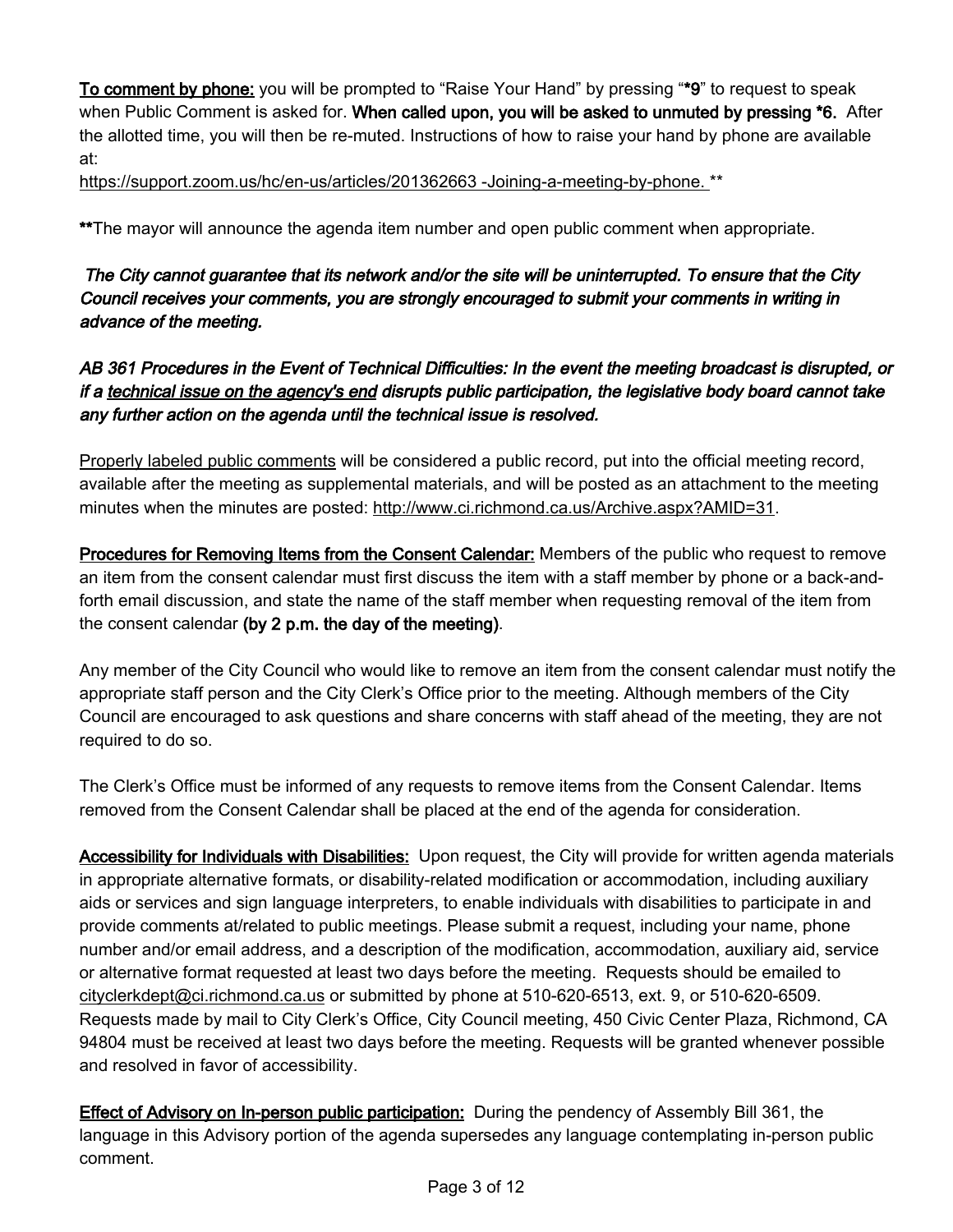**To comment by phone:** you will be prompted to "Raise Your Hand" by pressing "**\*9**" to request to speak when Public Comment is asked for. **When called upon, you will be asked to unmuted by pressing \*6.** After the allotted time, you will then be re-muted. Instructions of how to raise your hand by phone are available at:

https://support.zoom.us/hc/en-us/articles/201362663 -Joining-a-meeting-by-phone. \*\*

**\*\***The mayor will announce the agenda item number and open public comment when appropriate.

***The City cannot guarantee that its network and/or the site will be uninterrupted. To ensure that the City Council receives your comments, you are strongly encouraged to submit your comments in writing in advance of the meeting.***

***AB 361 Procedures in the Event of Technical Difficulties: In the event the meeting broadcast is disrupted, or if a technical issue on the agency's end disrupts public participation, the legislative body board cannot take any further action on the agenda until the technical issue is resolved.***

Properly labeled public comments will be considered a public record, put into the official meeting record, available after the meeting as supplemental materials, and will be posted as an attachment to the meeting minutes when the minutes are posted: http://www.ci.richmond.ca.us/Archive.aspx?AMID=31.

**Procedures for Removing Items from the Consent Calendar:** Members of the public who request to remove an item from the consent calendar must first discuss the item with a staff member by phone or a back-and-forth email discussion, and state the name of the staff member when requesting removal of the item from the consent calendar **(by 2 p.m. the day of the meeting)**.

Any member of the City Council who would like to remove an item from the consent calendar must notify the appropriate staff person and the City Clerk's Office prior to the meeting. Although members of the City Council are encouraged to ask questions and share concerns with staff ahead of the meeting, they are not required to do so.

The Clerk's Office must be informed of any requests to remove items from the Consent Calendar. Items removed from the Consent Calendar shall be placed at the end of the agenda for consideration.

**Accessibility for Individuals with Disabilities:** Upon request, the City will provide for written agenda materials in appropriate alternative formats, or disability-related modification or accommodation, including auxiliary aids or services and sign language interpreters, to enable individuals with disabilities to participate in and provide comments at/related to public meetings. Please submit a request, including your name, phone number and/or email address, and a description of the modification, accommodation, auxiliary aid, service or alternative format requested at least two days before the meeting. Requests should be emailed to cityclerkdept@ci.richmond.ca.us or submitted by phone at 510-620-6513, ext. 9, or 510-620-6509. Requests made by mail to City Clerk's Office, City Council meeting, 450 Civic Center Plaza, Richmond, CA 94804 must be received at least two days before the meeting. Requests will be granted whenever possible and resolved in favor of accessibility.

**Effect of Advisory on In-person public participation:** During the pendency of Assembly Bill 361, the language in this Advisory portion of the agenda supersedes any language contemplating in-person public comment.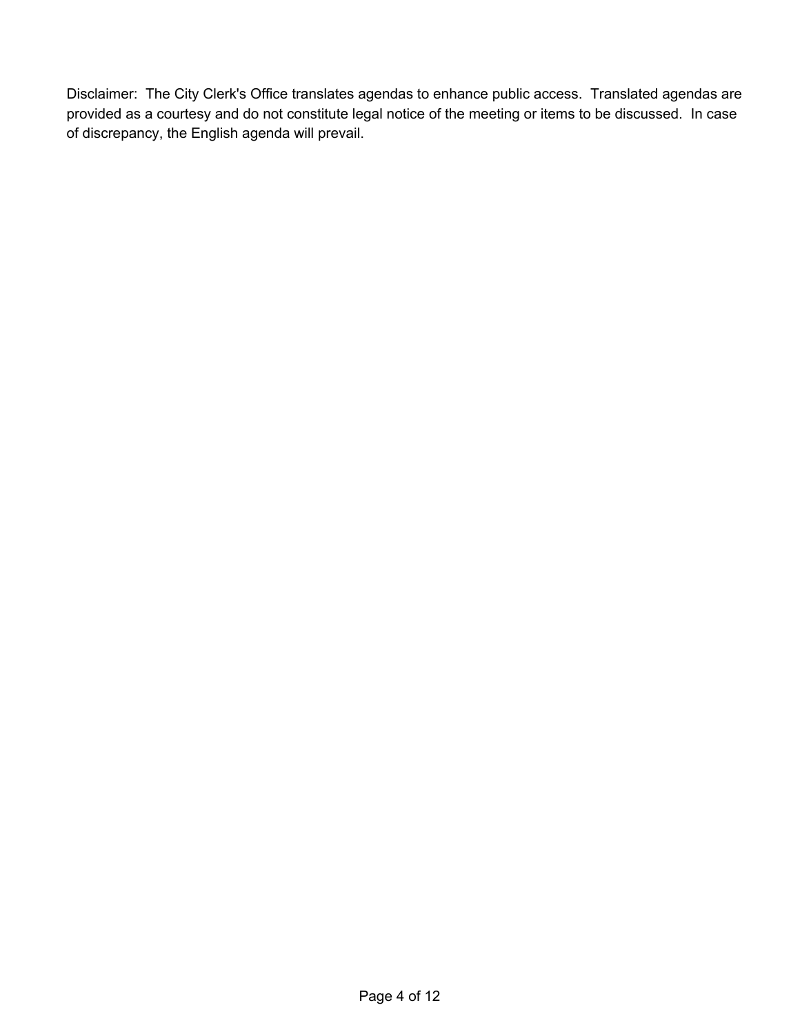Disclaimer: The City Clerk's Office translates agendas to enhance public access. Translated agendas are provided as a courtesy and do not constitute legal notice of the meeting or items to be discussed. In case of discrepancy, the English agenda will prevail.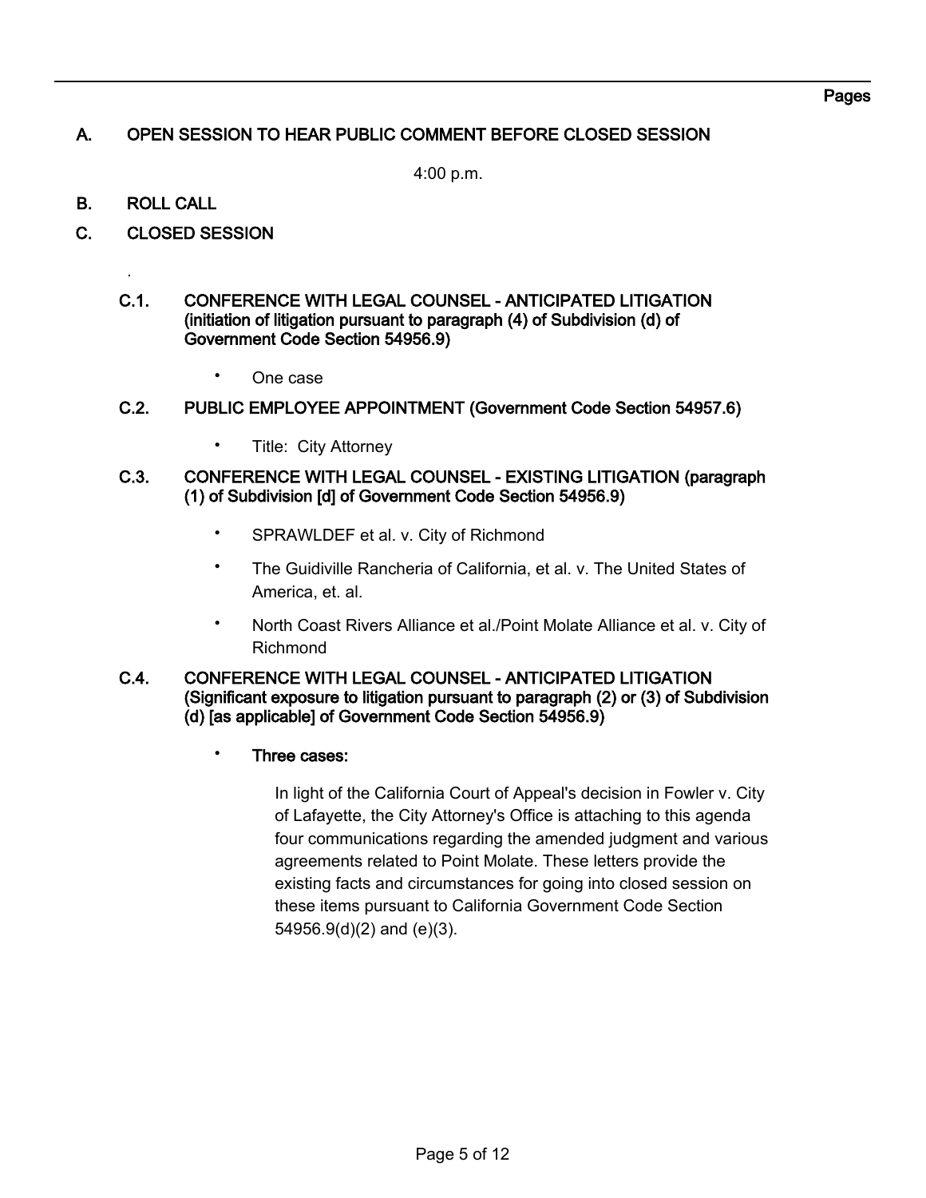Pages

## A. OPEN SESSION TO HEAR PUBLIC COMMENT BEFORE CLOSED SESSION

4:00 p.m.

## B. ROLL CALL

## C. CLOSED SESSION

.

### C.1. CONFERENCE WITH LEGAL COUNSEL - ANTICIPATED LITIGATION (initiation of litigation pursuant to paragraph (4) of Subdivision (d) of Government Code Section 54956.9)

- One case

### C.2. PUBLIC EMPLOYEE APPOINTMENT (Government Code Section 54957.6)

- Title: City Attorney

### C.3. CONFERENCE WITH LEGAL COUNSEL - EXISTING LITIGATION (paragraph (1) of Subdivision [d] of Government Code Section 54956.9)

- SPRAWLDEF et al. v. City of Richmond
- The Guidiville Rancheria of California, et al. v. The United States of America, et. al.
- North Coast Rivers Alliance et al./Point Molate Alliance et al. v. City of Richmond

### C.4. CONFERENCE WITH LEGAL COUNSEL - ANTICIPATED LITIGATION (Significant exposure to litigation pursuant to paragraph (2) or (3) of Subdivision (d) [as applicable] of Government Code Section 54956.9)

- **Three cases:**

  In light of the California Court of Appeal's decision in Fowler v. City of Lafayette, the City Attorney's Office is attaching to this agenda four communications regarding the amended judgment and various agreements related to Point Molate. These letters provide the existing facts and circumstances for going into closed session on these items pursuant to California Government Code Section 54956.9(d)(2) and (e)(3).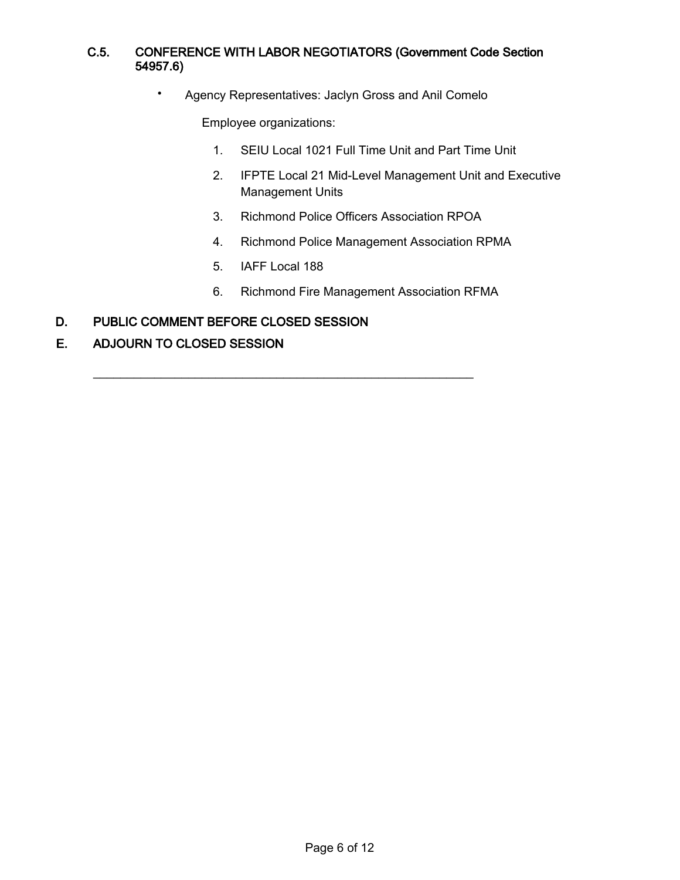### C.5. CONFERENCE WITH LABOR NEGOTIATORS (Government Code Section 54957.6)

- Agency Representatives: Jaclyn Gross and Anil Comelo

  Employee organizations:

  1. SEIU Local 1021 Full Time Unit and Part Time Unit
  2. IFPTE Local 21 Mid-Level Management Unit and Executive Management Units
  3. Richmond Police Officers Association RPOA
  4. Richmond Police Management Association RPMA
  5. IAFF Local 188
  6. Richmond Fire Management Association RFMA

## D. PUBLIC COMMENT BEFORE CLOSED SESSION

## E. ADJOURN TO CLOSED SESSION

---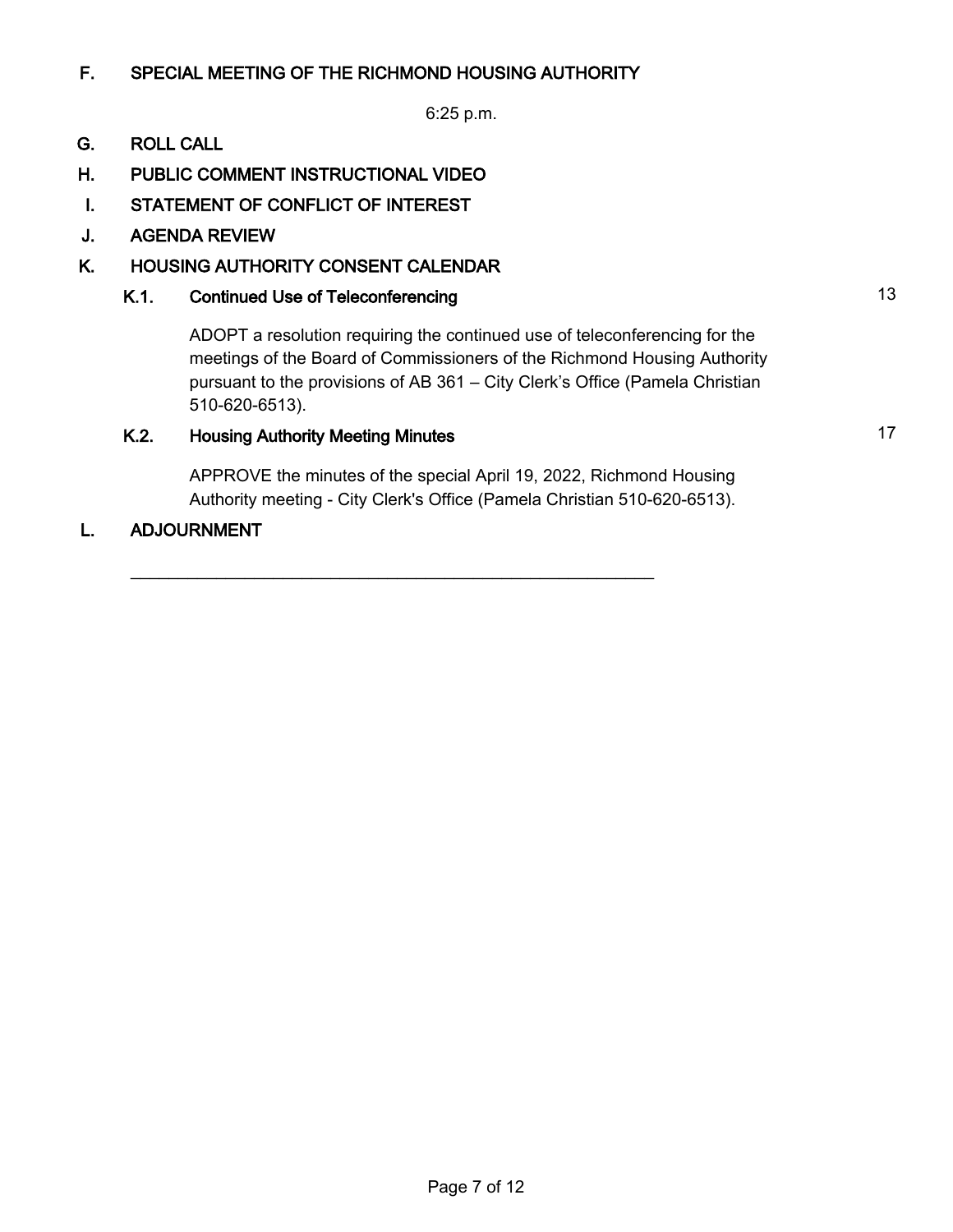## F. SPECIAL MEETING OF THE RICHMOND HOUSING AUTHORITY

6:25 p.m.

## G. ROLL CALL

## H. PUBLIC COMMENT INSTRUCTIONAL VIDEO

## I. STATEMENT OF CONFLICT OF INTEREST

## J. AGENDA REVIEW

## K. HOUSING AUTHORITY CONSENT CALENDAR

### K.1. Continued Use of Teleconferencing — 13

ADOPT a resolution requiring the continued use of teleconferencing for the meetings of the Board of Commissioners of the Richmond Housing Authority pursuant to the provisions of AB 361 – City Clerk's Office (Pamela Christian 510-620-6513).

### K.2. Housing Authority Meeting Minutes — 17

APPROVE the minutes of the special April 19, 2022, Richmond Housing Authority meeting - City Clerk's Office (Pamela Christian 510-620-6513).

## L. ADJOURNMENT

---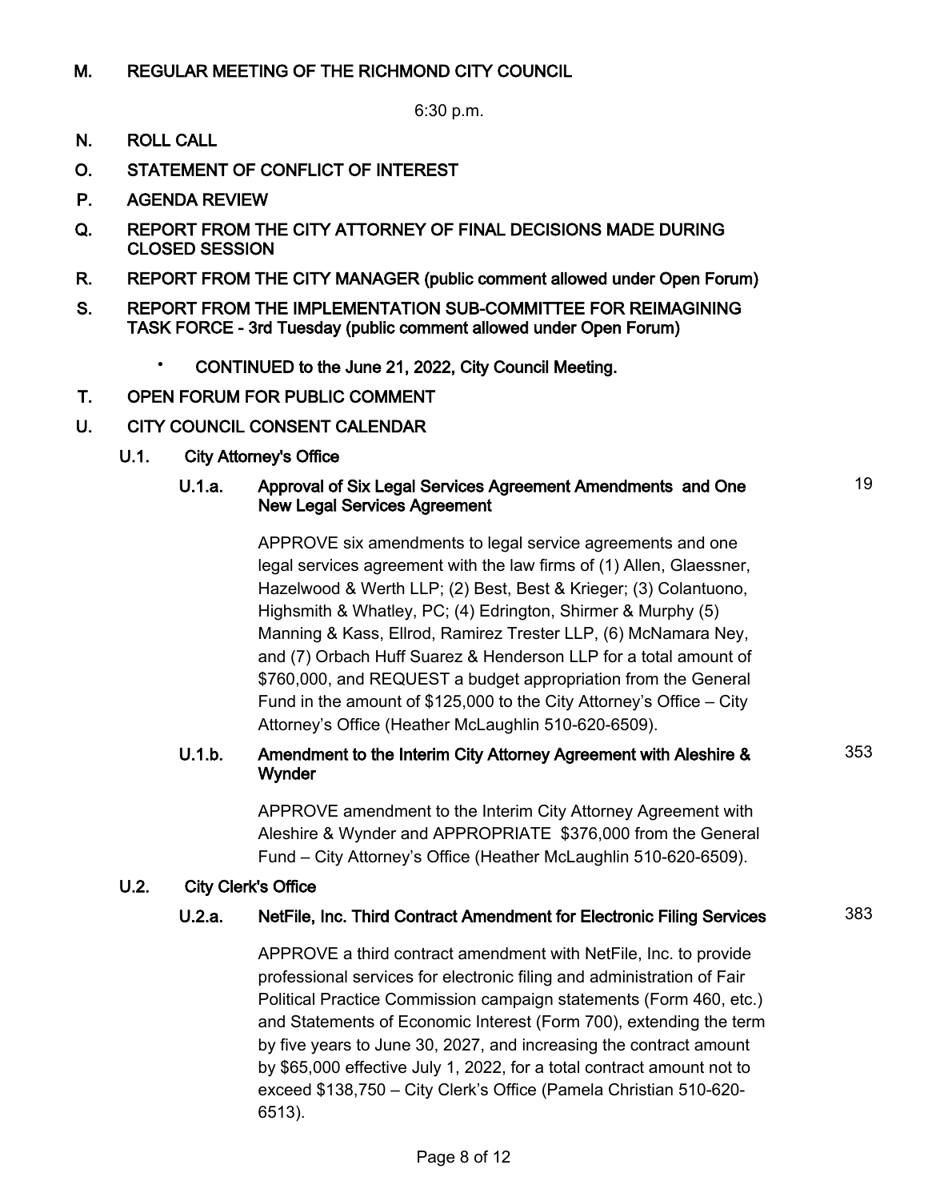## M. REGULAR MEETING OF THE RICHMOND CITY COUNCIL

6:30 p.m.

## N. ROLL CALL

## O. STATEMENT OF CONFLICT OF INTEREST

## P. AGENDA REVIEW

## Q. REPORT FROM THE CITY ATTORNEY OF FINAL DECISIONS MADE DURING CLOSED SESSION

## R. REPORT FROM THE CITY MANAGER (public comment allowed under Open Forum)

## S. REPORT FROM THE IMPLEMENTATION SUB-COMMITTEE FOR REIMAGINING TASK FORCE - 3rd Tuesday (public comment allowed under Open Forum)

- **CONTINUED to the June 21, 2022, City Council Meeting.**

## T. OPEN FORUM FOR PUBLIC COMMENT

## U. CITY COUNCIL CONSENT CALENDAR

### U.1. City Attorney's Office

#### U.1.a. Approval of Six Legal Services Agreement Amendments and One New Legal Services Agreement — 19

APPROVE six amendments to legal service agreements and one legal services agreement with the law firms of (1) Allen, Glaessner, Hazelwood & Werth LLP; (2) Best, Best & Krieger; (3) Colantuono, Highsmith & Whatley, PC; (4) Edrington, Shirmer & Murphy (5) Manning & Kass, Ellrod, Ramirez Trester LLP, (6) McNamara Ney, and (7) Orbach Huff Suarez & Henderson LLP for a total amount of $760,000, and REQUEST a budget appropriation from the General Fund in the amount of $125,000 to the City Attorney's Office – City Attorney's Office (Heather McLaughlin 510-620-6509).

#### U.1.b. Amendment to the Interim City Attorney Agreement with Aleshire & Wynder — 353

APPROVE amendment to the Interim City Attorney Agreement with Aleshire & Wynder and APPROPRIATE $376,000 from the General Fund – City Attorney's Office (Heather McLaughlin 510-620-6509).

### U.2. City Clerk's Office

#### U.2.a. NetFile, Inc. Third Contract Amendment for Electronic Filing Services — 383

APPROVE a third contract amendment with NetFile, Inc. to provide professional services for electronic filing and administration of Fair Political Practice Commission campaign statements (Form 460, etc.) and Statements of Economic Interest (Form 700), extending the term by five years to June 30, 2027, and increasing the contract amount by $65,000 effective July 1, 2022, for a total contract amount not to exceed $138,750 – City Clerk's Office (Pamela Christian 510-620-6513).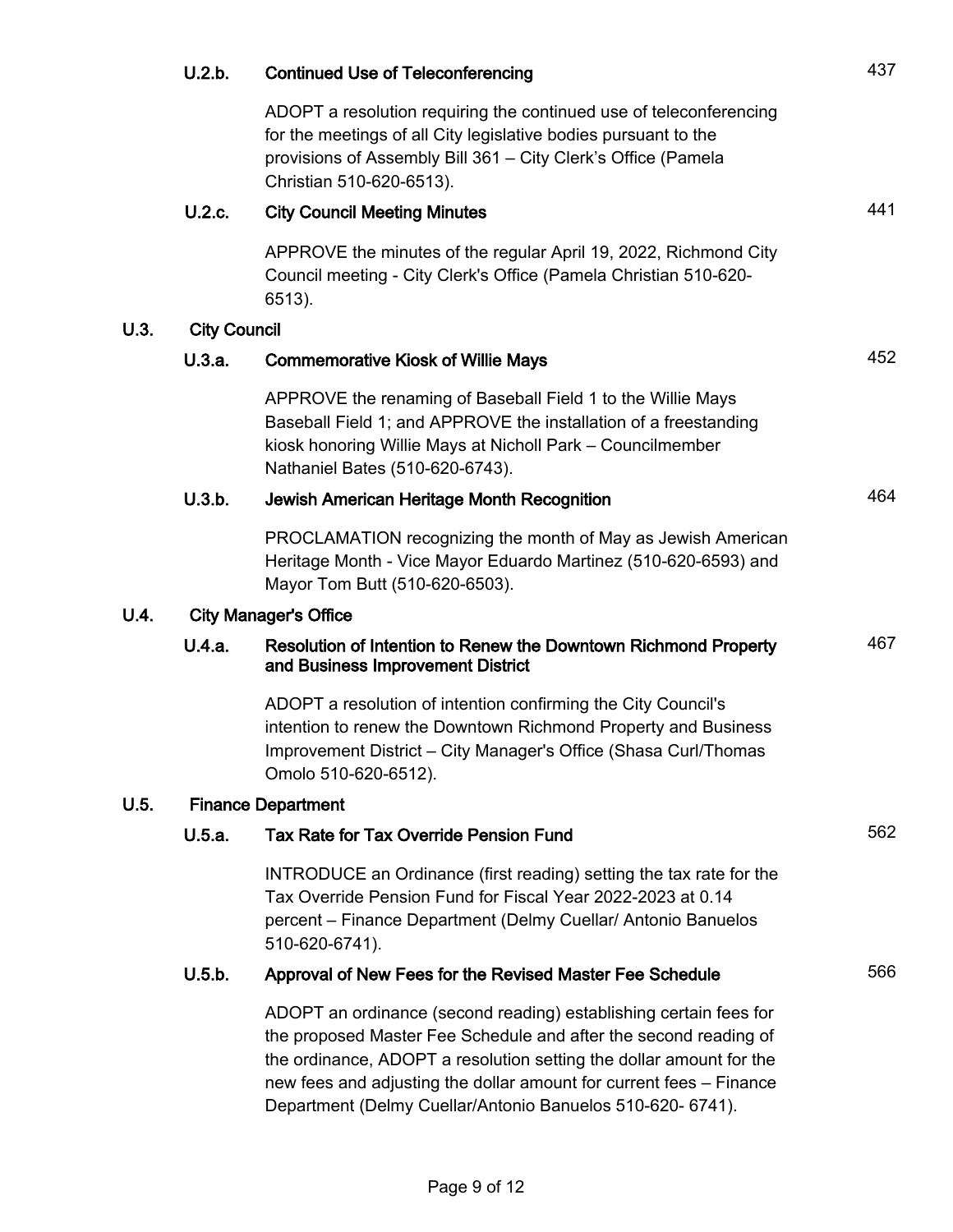**U.2.b. Continued Use of Teleconferencing** 437

ADOPT a resolution requiring the continued use of teleconferencing for the meetings of all City legislative bodies pursuant to the provisions of Assembly Bill 361 – City Clerk's Office (Pamela Christian 510-620-6513).

**U.2.c. City Council Meeting Minutes** 441

APPROVE the minutes of the regular April 19, 2022, Richmond City Council meeting - City Clerk's Office (Pamela Christian 510-620-6513).

## U.3. City Council

**U.3.a. Commemorative Kiosk of Willie Mays** 452

APPROVE the renaming of Baseball Field 1 to the Willie Mays Baseball Field 1; and APPROVE the installation of a freestanding kiosk honoring Willie Mays at Nicholl Park – Councilmember Nathaniel Bates (510-620-6743).

**U.3.b. Jewish American Heritage Month Recognition** 464

PROCLAMATION recognizing the month of May as Jewish American Heritage Month - Vice Mayor Eduardo Martinez (510-620-6593) and Mayor Tom Butt (510-620-6503).

## U.4. City Manager's Office

**U.4.a. Resolution of Intention to Renew the Downtown Richmond Property and Business Improvement District** 467

ADOPT a resolution of intention confirming the City Council's intention to renew the Downtown Richmond Property and Business Improvement District – City Manager's Office (Shasa Curl/Thomas Omolo 510-620-6512).

## U.5. Finance Department

**U.5.a. Tax Rate for Tax Override Pension Fund** 562

INTRODUCE an Ordinance (first reading) setting the tax rate for the Tax Override Pension Fund for Fiscal Year 2022-2023 at 0.14 percent – Finance Department (Delmy Cuellar/ Antonio Banuelos 510-620-6741).

**U.5.b. Approval of New Fees for the Revised Master Fee Schedule** 566

ADOPT an ordinance (second reading) establishing certain fees for the proposed Master Fee Schedule and after the second reading of the ordinance, ADOPT a resolution setting the dollar amount for the new fees and adjusting the dollar amount for current fees – Finance Department (Delmy Cuellar/Antonio Banuelos 510-620- 6741).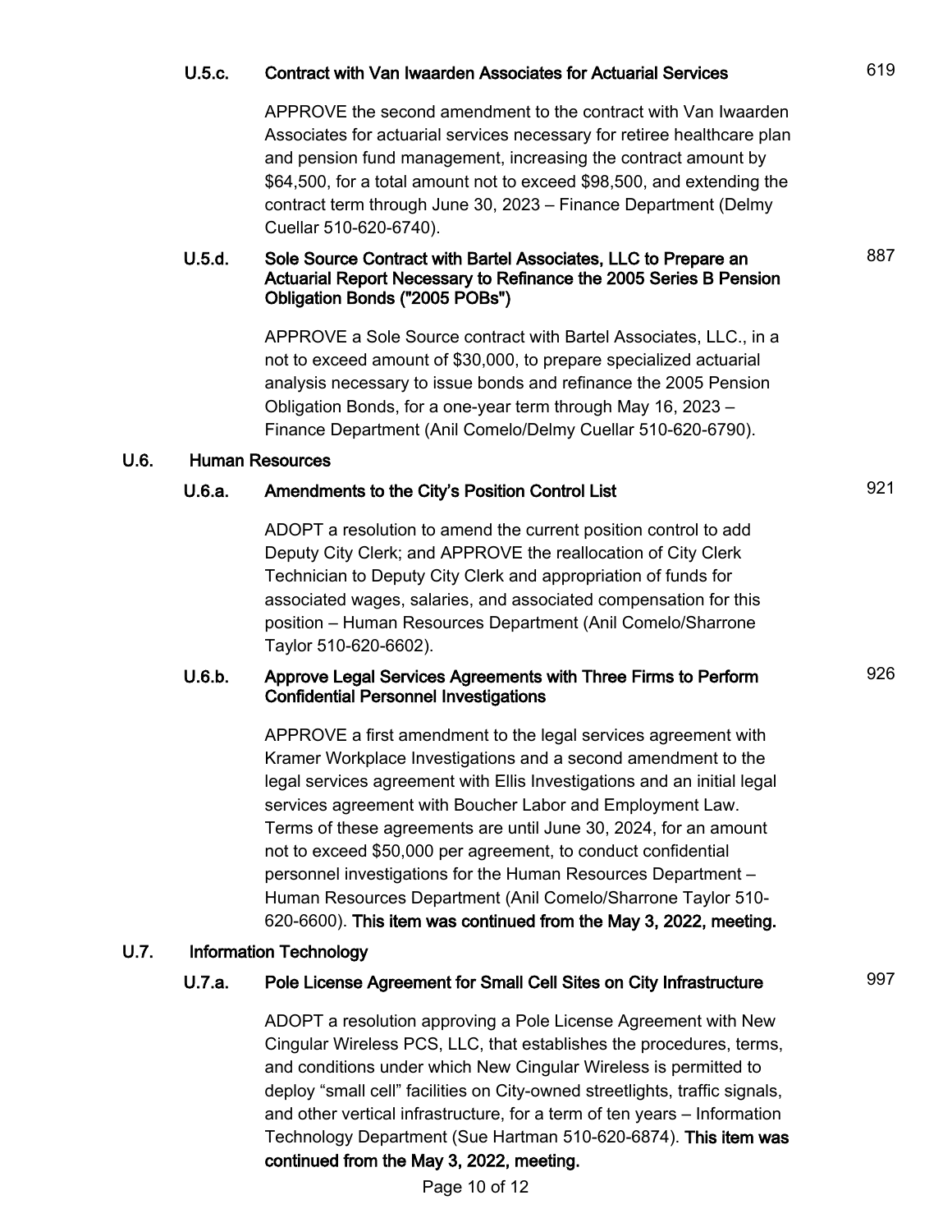**U.5.c. Contract with Van Iwaarden Associates for Actuarial Services** 619

APPROVE the second amendment to the contract with Van Iwaarden Associates for actuarial services necessary for retiree healthcare plan and pension fund management, increasing the contract amount by $64,500, for a total amount not to exceed $98,500, and extending the contract term through June 30, 2023 – Finance Department (Delmy Cuellar 510-620-6740).

**U.5.d. Sole Source Contract with Bartel Associates, LLC to Prepare an Actuarial Report Necessary to Refinance the 2005 Series B Pension Obligation Bonds ("2005 POBs")** 887

APPROVE a Sole Source contract with Bartel Associates, LLC., in a not to exceed amount of $30,000, to prepare specialized actuarial analysis necessary to issue bonds and refinance the 2005 Pension Obligation Bonds, for a one-year term through May 16, 2023 – Finance Department (Anil Comelo/Delmy Cuellar 510-620-6790).

## U.6. Human Resources

**U.6.a. Amendments to the City's Position Control List** 921

ADOPT a resolution to amend the current position control to add Deputy City Clerk; and APPROVE the reallocation of City Clerk Technician to Deputy City Clerk and appropriation of funds for associated wages, salaries, and associated compensation for this position – Human Resources Department (Anil Comelo/Sharrone Taylor 510-620-6602).

**U.6.b. Approve Legal Services Agreements with Three Firms to Perform Confidential Personnel Investigations** 926

APPROVE a first amendment to the legal services agreement with Kramer Workplace Investigations and a second amendment to the legal services agreement with Ellis Investigations and an initial legal services agreement with Boucher Labor and Employment Law. Terms of these agreements are until June 30, 2024, for an amount not to exceed $50,000 per agreement, to conduct confidential personnel investigations for the Human Resources Department – Human Resources Department (Anil Comelo/Sharrone Taylor 510-620-6600). **This item was continued from the May 3, 2022, meeting.**

## U.7. Information Technology

**U.7.a. Pole License Agreement for Small Cell Sites on City Infrastructure** 997

ADOPT a resolution approving a Pole License Agreement with New Cingular Wireless PCS, LLC, that establishes the procedures, terms, and conditions under which New Cingular Wireless is permitted to deploy "small cell" facilities on City-owned streetlights, traffic signals, and other vertical infrastructure, for a term of ten years – Information Technology Department (Sue Hartman 510-620-6874). **This item was continued from the May 3, 2022, meeting.**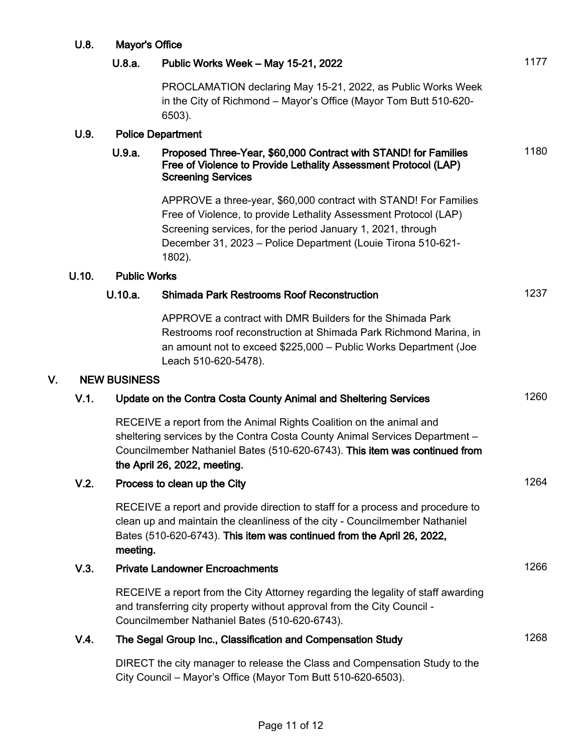**U.8. Mayor's Office**

**U.8.a. Public Works Week – May 15-21, 2022** 1177

PROCLAMATION declaring May 15-21, 2022, as Public Works Week in the City of Richmond – Mayor's Office (Mayor Tom Butt 510-620-6503).

**U.9. Police Department**

**U.9.a. Proposed Three-Year, $60,000 Contract with STAND! for Families Free of Violence to Provide Lethality Assessment Protocol (LAP) Screening Services** 1180

APPROVE a three-year, $60,000 contract with STAND! For Families Free of Violence, to provide Lethality Assessment Protocol (LAP) Screening services, for the period January 1, 2021, through December 31, 2023 – Police Department (Louie Tirona 510-621-1802).

**U.10. Public Works**

**U.10.a. Shimada Park Restrooms Roof Reconstruction** 1237

APPROVE a contract with DMR Builders for the Shimada Park Restrooms roof reconstruction at Shimada Park Richmond Marina, in an amount not to exceed $225,000 – Public Works Department (Joe Leach 510-620-5478).

## V. NEW BUSINESS

**V.1. Update on the Contra Costa County Animal and Sheltering Services** 1260

RECEIVE a report from the Animal Rights Coalition on the animal and sheltering services by the Contra Costa County Animal Services Department – Councilmember Nathaniel Bates (510-620-6743). **This item was continued from the April 26, 2022, meeting.**

**V.2. Process to clean up the City** 1264

RECEIVE a report and provide direction to staff for a process and procedure to clean up and maintain the cleanliness of the city - Councilmember Nathaniel Bates (510-620-6743). **This item was continued from the April 26, 2022, meeting.**

**V.3. Private Landowner Encroachments** 1266

RECEIVE a report from the City Attorney regarding the legality of staff awarding and transferring city property without approval from the City Council - Councilmember Nathaniel Bates (510-620-6743).

**V.4. The Segal Group Inc., Classification and Compensation Study** 1268

DIRECT the city manager to release the Class and Compensation Study to the City Council – Mayor's Office (Mayor Tom Butt 510-620-6503).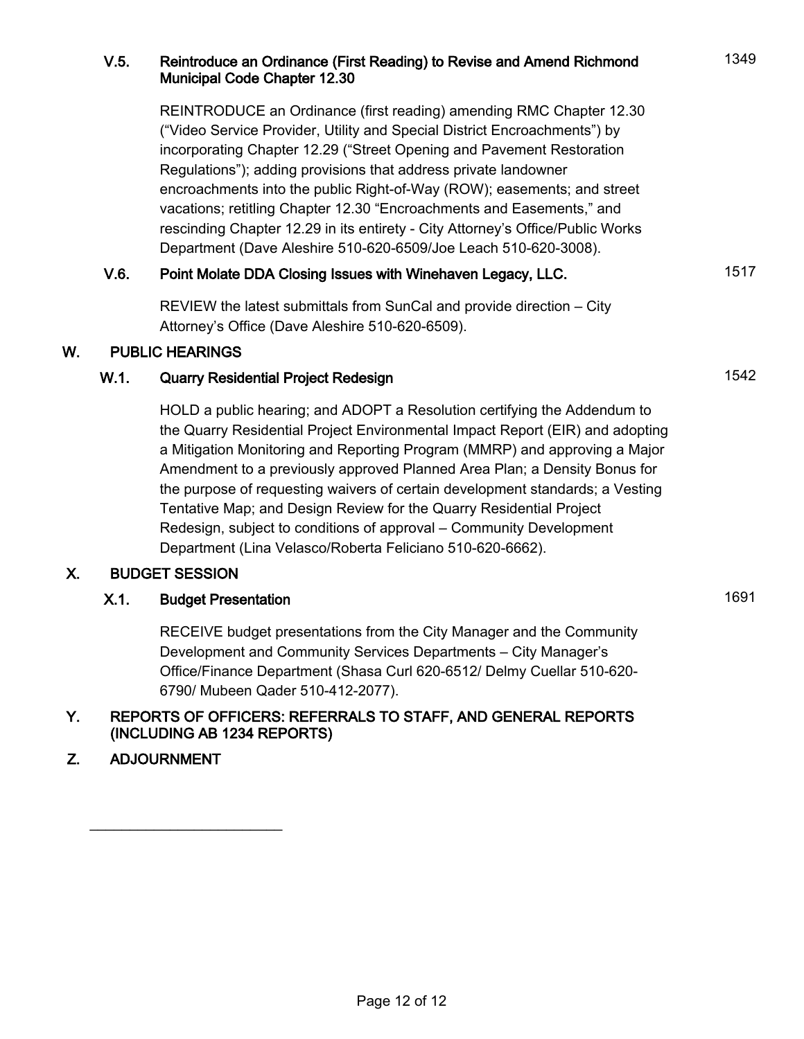### V.5. Reintroduce an Ordinance (First Reading) to Revise and Amend Richmond Municipal Code Chapter 12.30

1349

REINTRODUCE an Ordinance (first reading) amending RMC Chapter 12.30 ("Video Service Provider, Utility and Special District Encroachments") by incorporating Chapter 12.29 ("Street Opening and Pavement Restoration Regulations"); adding provisions that address private landowner encroachments into the public Right-of-Way (ROW); easements; and street vacations; retitling Chapter 12.30 "Encroachments and Easements," and rescinding Chapter 12.29 in its entirety - City Attorney's Office/Public Works Department (Dave Aleshire 510-620-6509/Joe Leach 510-620-3008).

### V.6. Point Molate DDA Closing Issues with Winehaven Legacy, LLC.

1517

REVIEW the latest submittals from SunCal and provide direction – City Attorney's Office (Dave Aleshire 510-620-6509).

## W. PUBLIC HEARINGS

### W.1. Quarry Residential Project Redesign

1542

HOLD a public hearing; and ADOPT a Resolution certifying the Addendum to the Quarry Residential Project Environmental Impact Report (EIR) and adopting a Mitigation Monitoring and Reporting Program (MMRP) and approving a Major Amendment to a previously approved Planned Area Plan; a Density Bonus for the purpose of requesting waivers of certain development standards; a Vesting Tentative Map; and Design Review for the Quarry Residential Project Redesign, subject to conditions of approval – Community Development Department (Lina Velasco/Roberta Feliciano 510-620-6662).

## X. BUDGET SESSION

### X.1. Budget Presentation

1691

RECEIVE budget presentations from the City Manager and the Community Development and Community Services Departments – City Manager's Office/Finance Department (Shasa Curl 620-6512/ Delmy Cuellar 510-620-6790/ Mubeen Qader 510-412-2077).

## Y. REPORTS OF OFFICERS: REFERRALS TO STAFF, AND GENERAL REPORTS (INCLUDING AB 1234 REPORTS)

## Z. ADJOURNMENT

\_\_\_\_\_\_\_\_\_\_\_\_\_\_\_\_\_\_\_\_\_\_\_\_\_